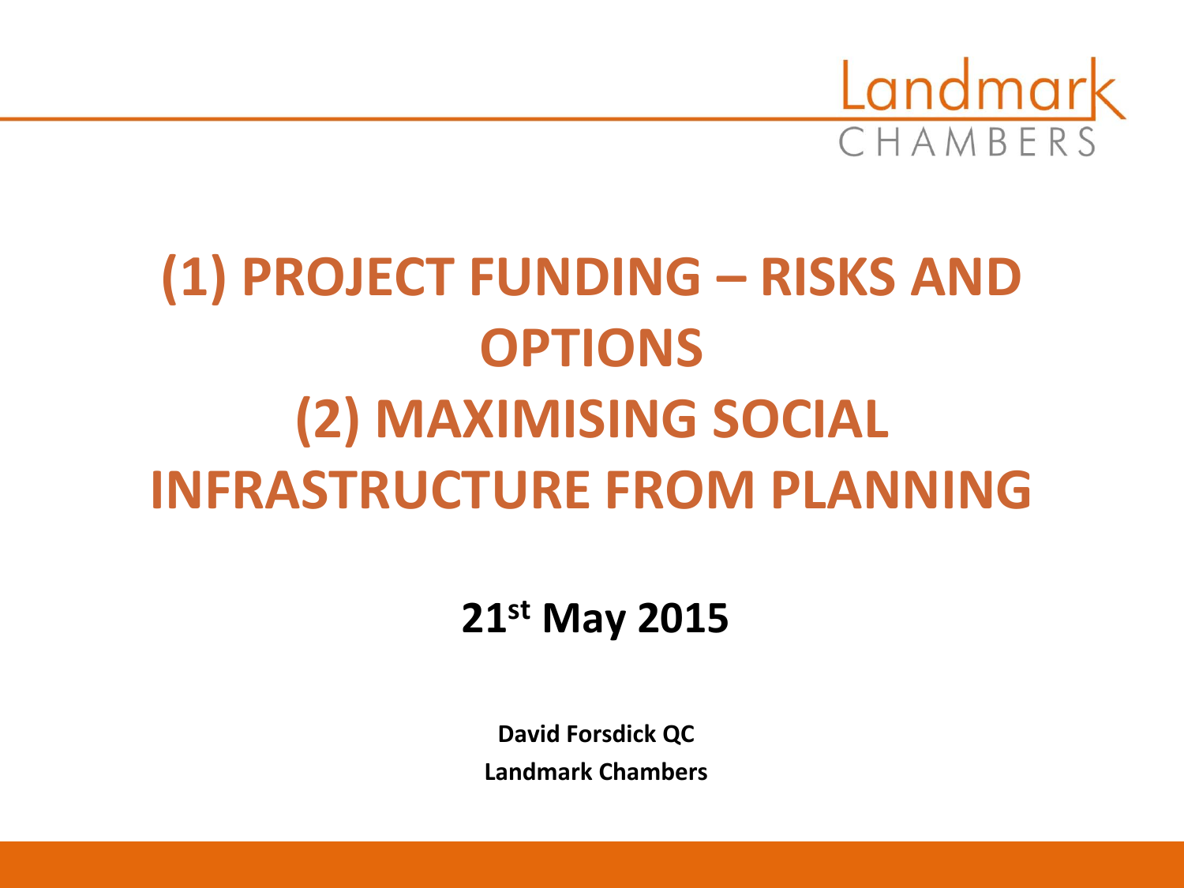Landmark CHAMBERS

# (1) PROJECT FUNDING – RISKS AND OPTIONS
# (2) MAXIMISING SOCIAL INFRASTRUCTURE FROM PLANNING

**21st May 2015**

**David Forsdick QC**

**Landmark Chambers**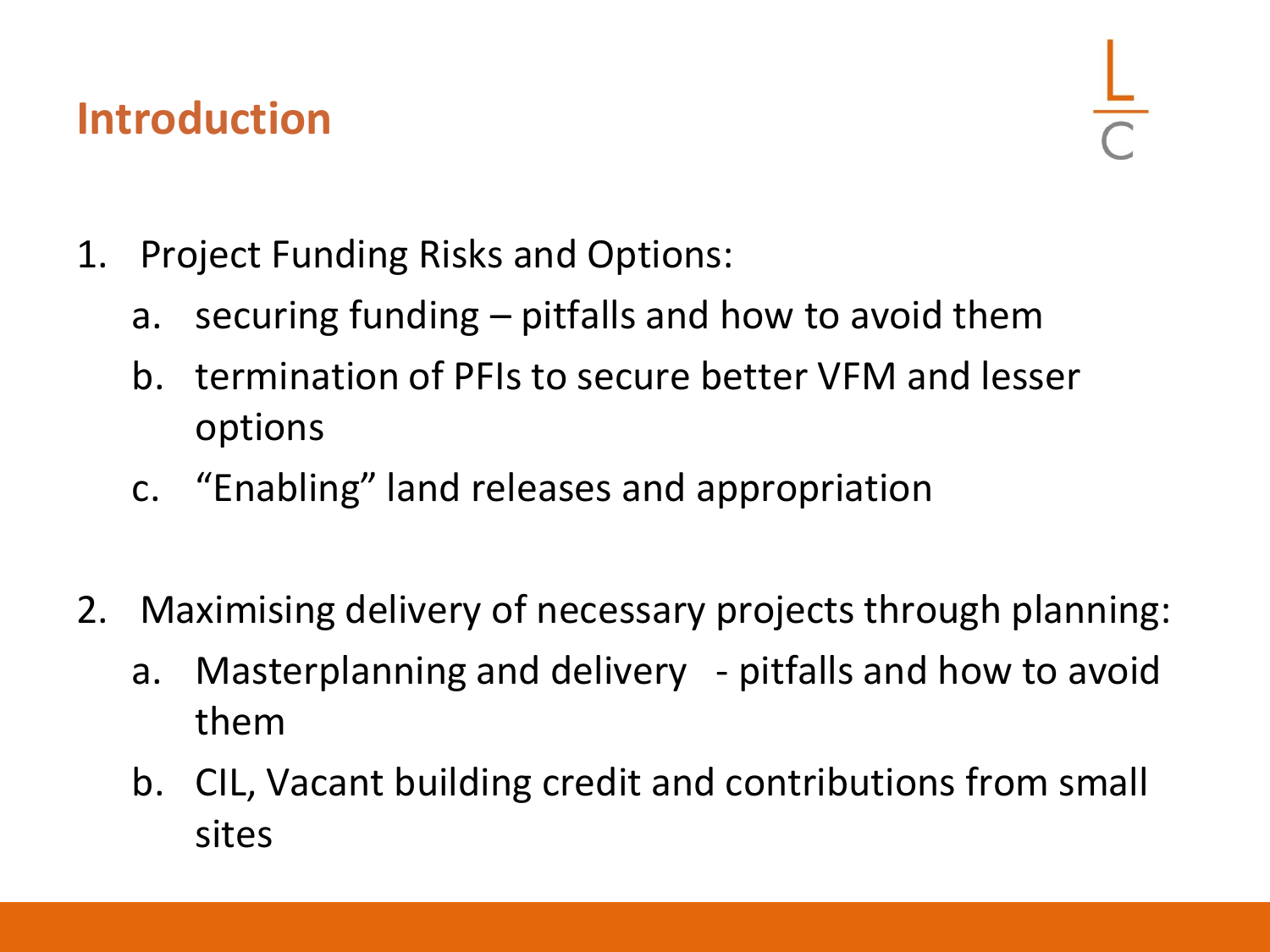## Introduction

1. Project Funding Risks and Options:
   a. securing funding – pitfalls and how to avoid them
   b. termination of PFIs to secure better VFM and lesser options
   c. "Enabling" land releases and appropriation

2. Maximising delivery of necessary projects through planning:
   a. Masterplanning and delivery - pitfalls and how to avoid them
   b. CIL, Vacant building credit and contributions from small sites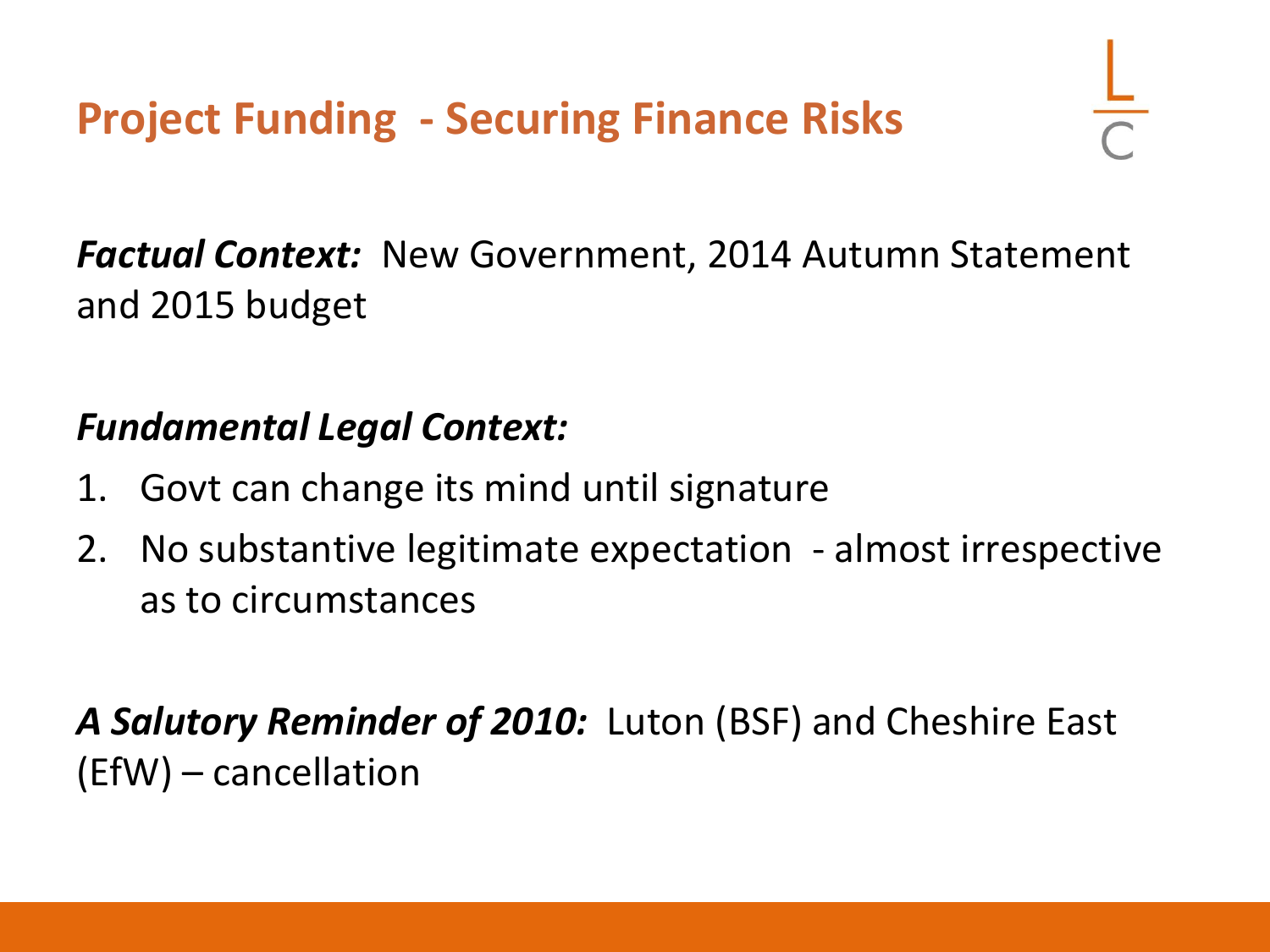# Project Funding - Securing Finance Risks

***Factual Context:*** New Government, 2014 Autumn Statement and 2015 budget

***Fundamental Legal Context:***

1. Govt can change its mind until signature
2. No substantive legitimate expectation - almost irrespective as to circumstances

***A Salutory Reminder of 2010:*** Luton (BSF) and Cheshire East (EfW) – cancellation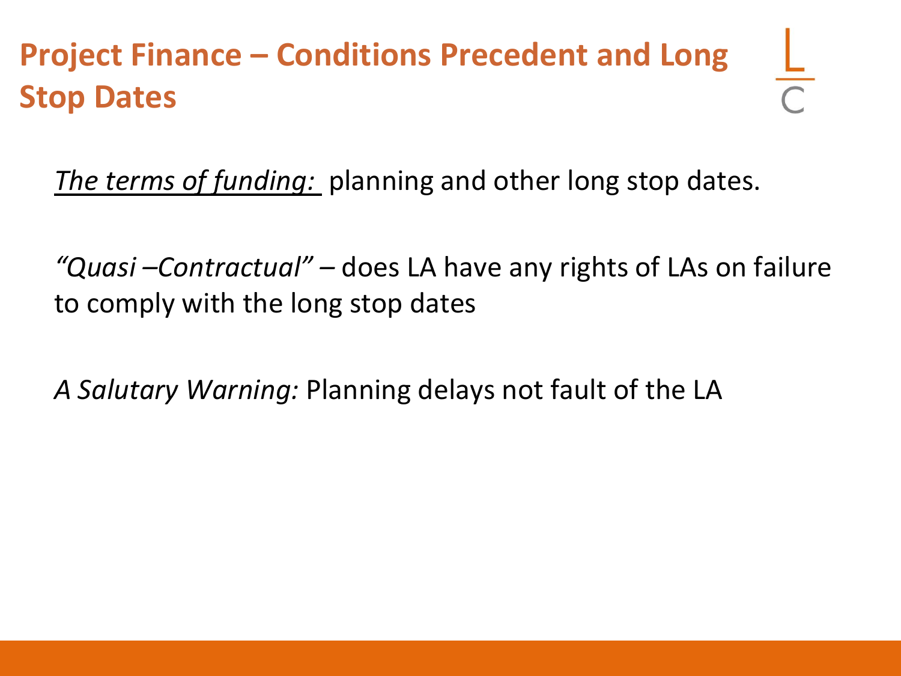# Project Finance – Conditions Precedent and Long Stop Dates

*The terms of funding:* planning and other long stop dates.

*"Quasi –Contractual"* – does LA have any rights of LAs on failure to comply with the long stop dates

*A Salutary Warning:* Planning delays not fault of the LA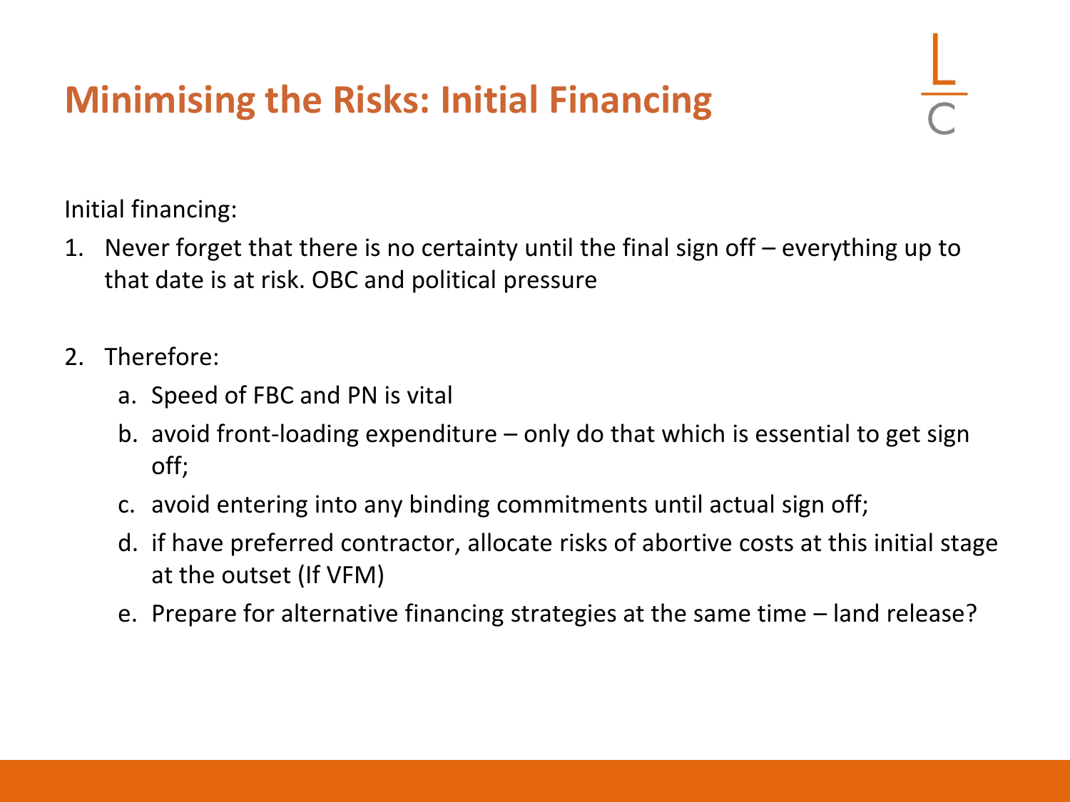# Minimising the Risks: Initial Financing

Initial financing:

1. Never forget that there is no certainty until the final sign off – everything up to that date is at risk. OBC and political pressure

2. Therefore:
   a. Speed of FBC and PN is vital
   b. avoid front-loading expenditure – only do that which is essential to get sign off;
   c. avoid entering into any binding commitments until actual sign off;
   d. if have preferred contractor, allocate risks of abortive costs at this initial stage at the outset (If VFM)
   e. Prepare for alternative financing strategies at the same time – land release?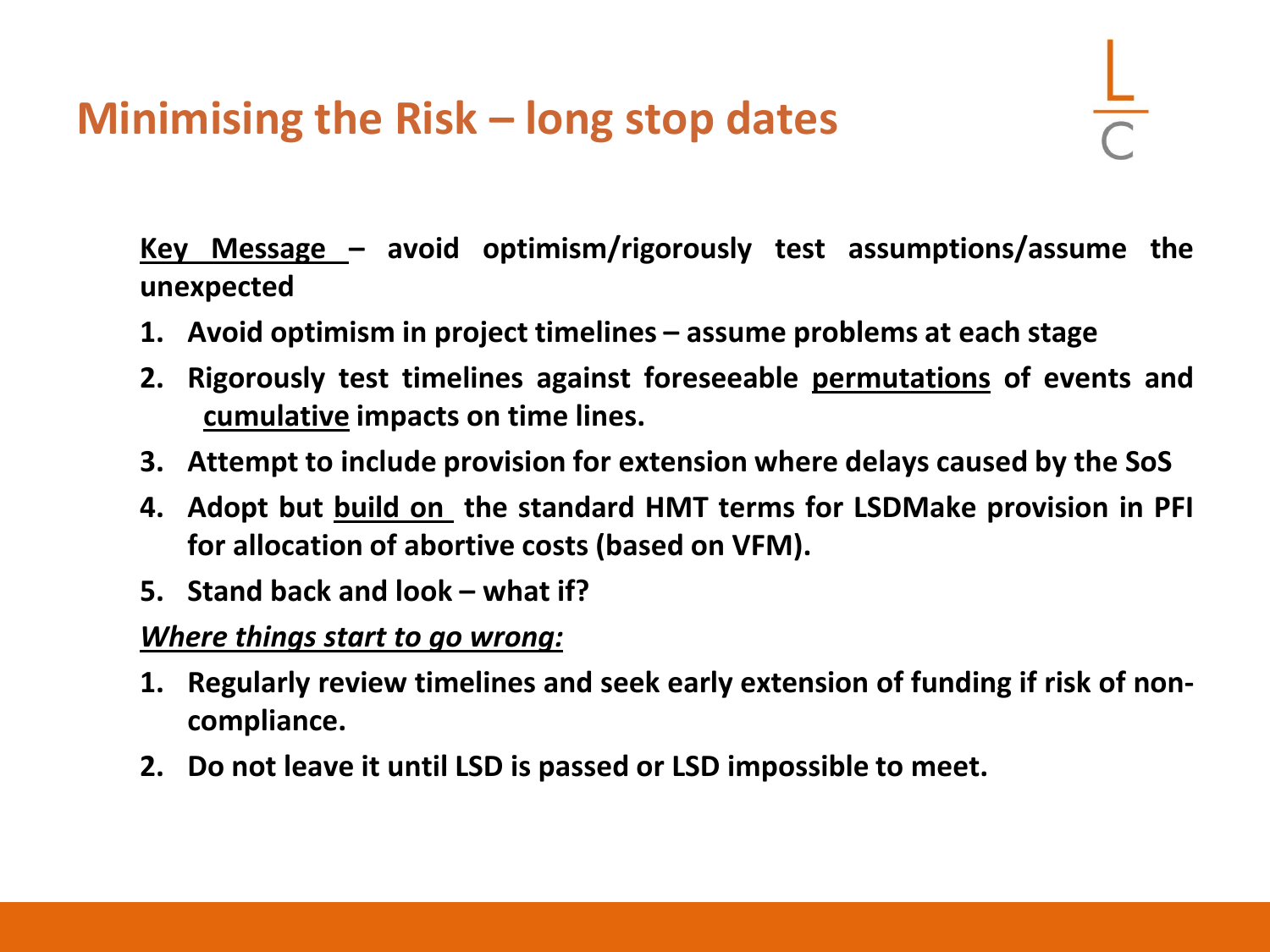# Minimising the Risk – long stop dates

**Key Message – avoid optimism/rigorously test assumptions/assume the unexpected**

1. **Avoid optimism in project timelines – assume problems at each stage**
2. **Rigorously test timelines against foreseeable permutations of events and cumulative impacts on time lines.**
3. **Attempt to include provision for extension where delays caused by the SoS**
4. **Adopt but build on the standard HMT terms for LSDMake provision in PFI for allocation of abortive costs (based on VFM).**
5. **Stand back and look – what if?**

***Where things start to go wrong:***

1. **Regularly review timelines and seek early extension of funding if risk of non-compliance.**
2. **Do not leave it until LSD is passed or LSD impossible to meet.**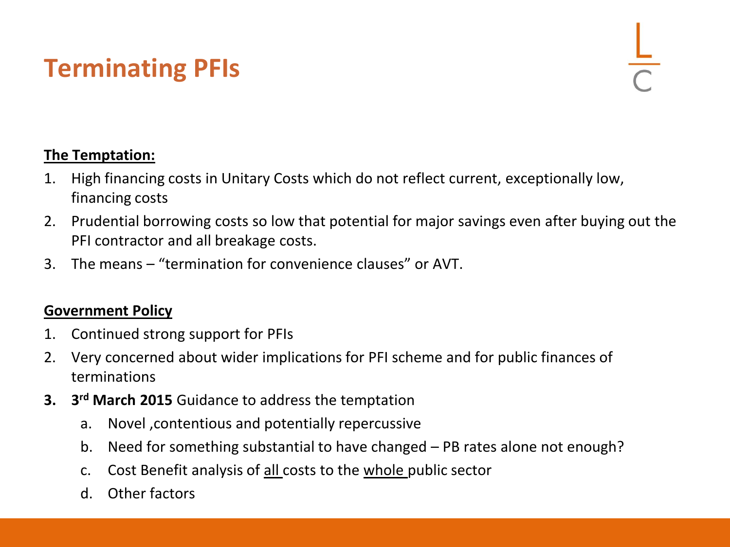# Terminating PFIs

**The Temptation:**

1. High financing costs in Unitary Costs which do not reflect current, exceptionally low, financing costs
2. Prudential borrowing costs so low that potential for major savings even after buying out the PFI contractor and all breakage costs.
3. The means – "termination for convenience clauses" or AVT.

**Government Policy**

1. Continued strong support for PFIs
2. Very concerned about wider implications for PFI scheme and for public finances of terminations
3. **3rd March 2015** Guidance to address the temptation
   a. Novel ,contentious and potentially repercussive
   b. Need for something substantial to have changed – PB rates alone not enough?
   c. Cost Benefit analysis of all costs to the whole public sector
   d. Other factors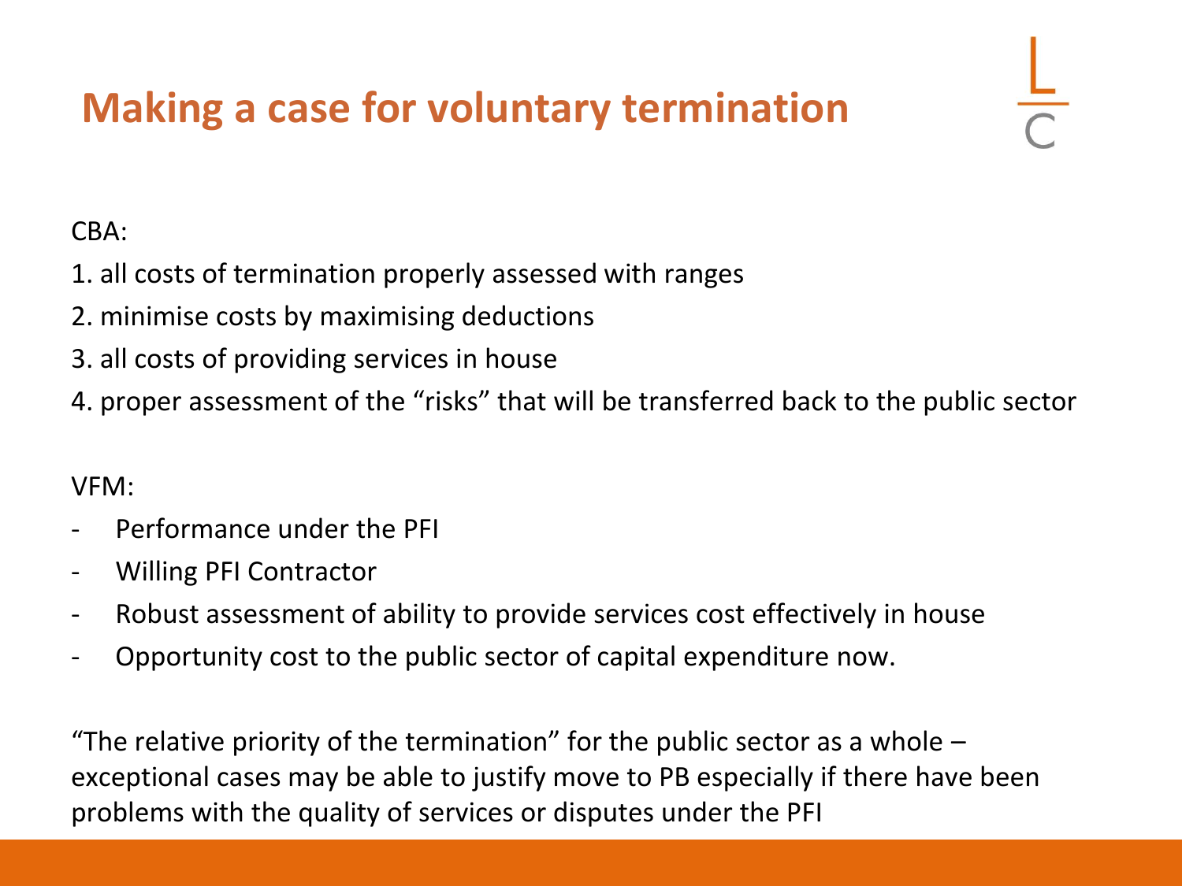# Making a case for voluntary termination

CBA:

1. all costs of termination properly assessed with ranges
2. minimise costs by maximising deductions
3. all costs of providing services in house
4. proper assessment of the "risks" that will be transferred back to the public sector

VFM:

- Performance under the PFI
- Willing PFI Contractor
- Robust assessment of ability to provide services cost effectively in house
- Opportunity cost to the public sector of capital expenditure now.

"The relative priority of the termination" for the public sector as a whole – exceptional cases may be able to justify move to PB especially if there have been problems with the quality of services or disputes under the PFI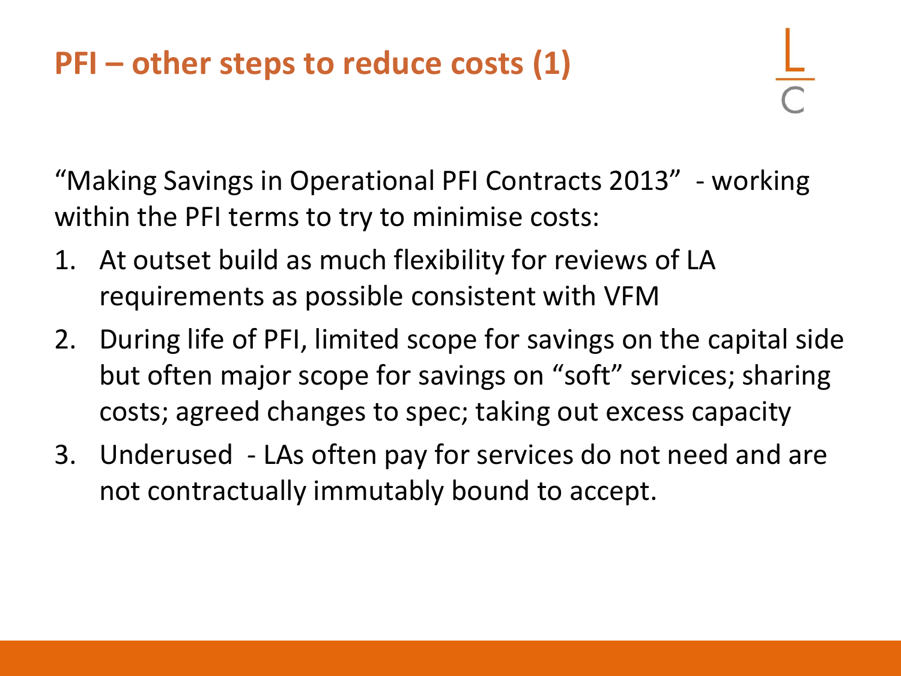# PFI – other steps to reduce costs (1)

"Making Savings in Operational PFI Contracts 2013" - working within the PFI terms to try to minimise costs:

1. At outset build as much flexibility for reviews of LA requirements as possible consistent with VFM
2. During life of PFI, limited scope for savings on the capital side but often major scope for savings on "soft" services; sharing costs; agreed changes to spec; taking out excess capacity
3. Underused - LAs often pay for services do not need and are not contractually immutably bound to accept.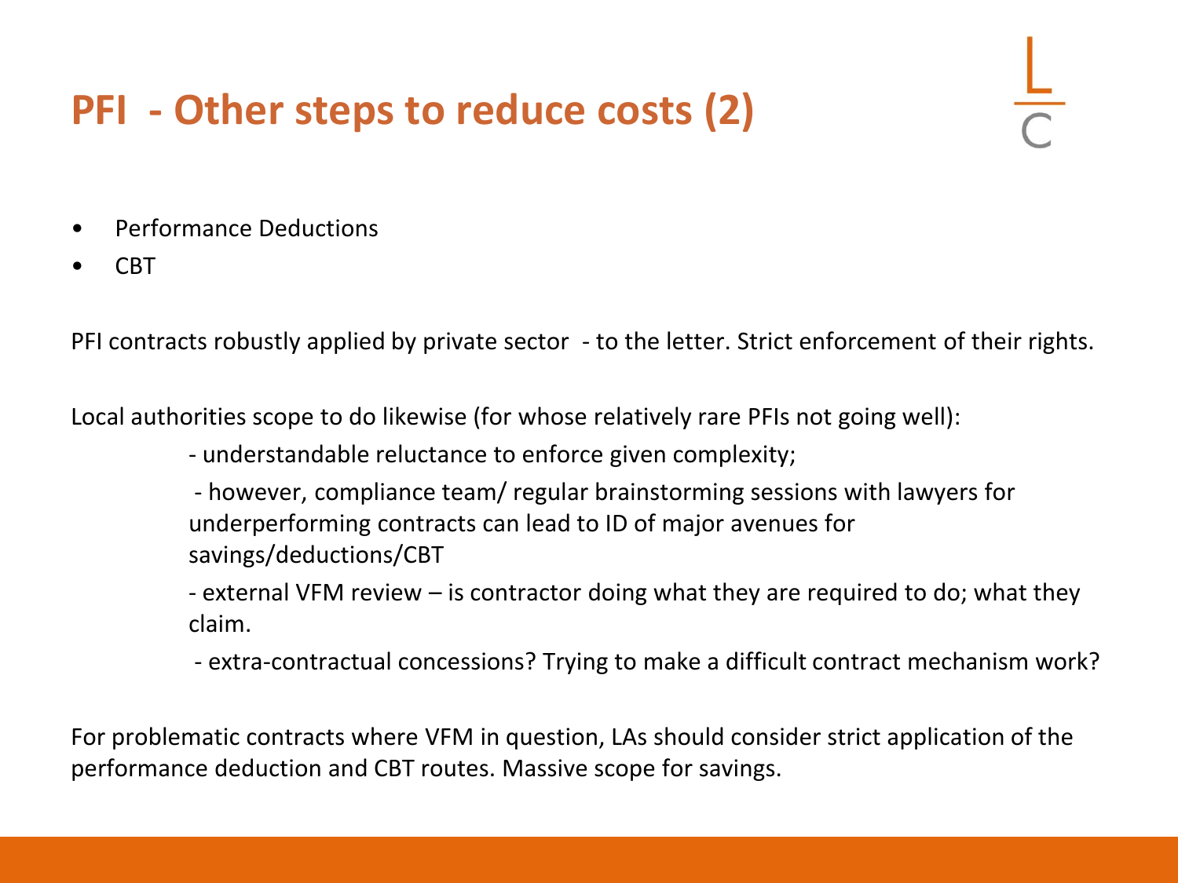# PFI - Other steps to reduce costs (2)

- Performance Deductions
- CBT

PFI contracts robustly applied by private sector - to the letter. Strict enforcement of their rights.

Local authorities scope to do likewise (for whose relatively rare PFIs not going well):

- understandable reluctance to enforce given complexity;
- however, compliance team/ regular brainstorming sessions with lawyers for underperforming contracts can lead to ID of major avenues for savings/deductions/CBT
- external VFM review – is contractor doing what they are required to do; what they claim.
- extra-contractual concessions? Trying to make a difficult contract mechanism work?

For problematic contracts where VFM in question, LAs should consider strict application of the performance deduction and CBT routes. Massive scope for savings.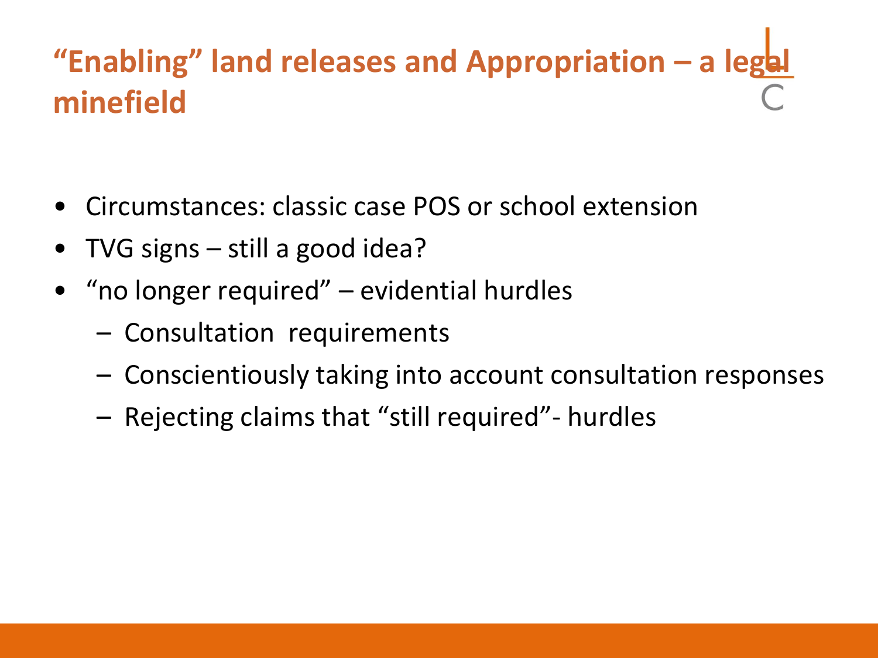# "Enabling" land releases and Appropriation – a legal minefield

- Circumstances: classic case POS or school extension
- TVG signs – still a good idea?
- "no longer required" – evidential hurdles
  - Consultation requirements
  - Conscientiously taking into account consultation responses
  - Rejecting claims that "still required"- hurdles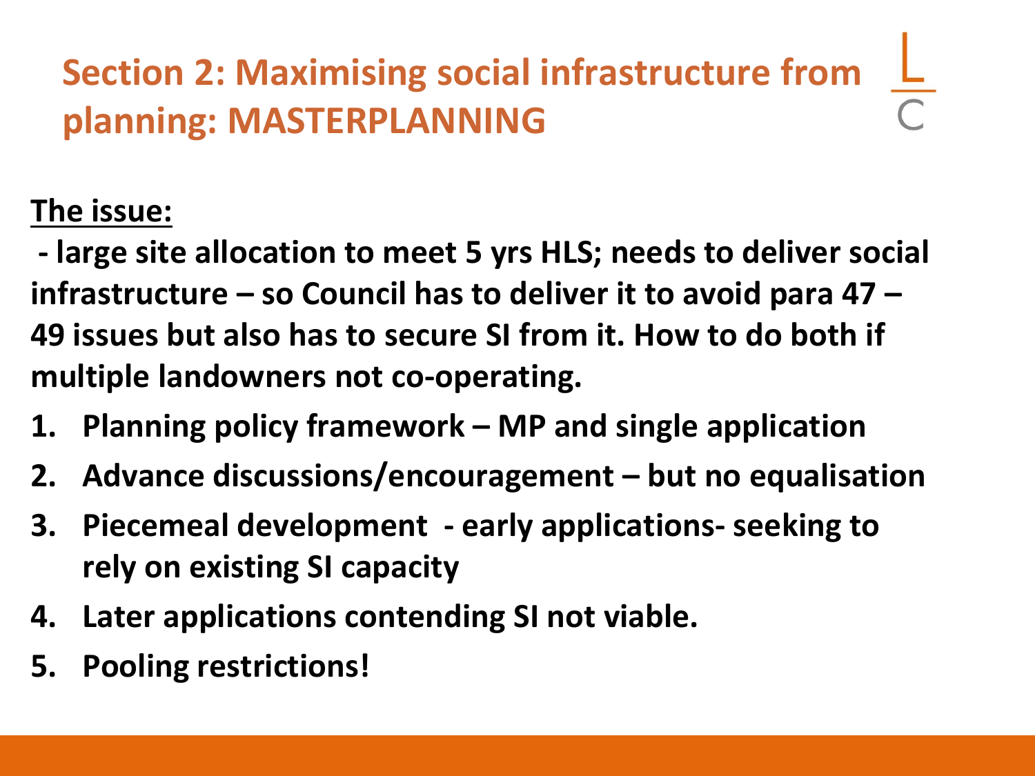# Section 2: Maximising social infrastructure from planning: MASTERPLANNING

**The issue:**

**- large site allocation to meet 5 yrs HLS; needs to deliver social infrastructure – so Council has to deliver it to avoid para 47 – 49 issues but also has to secure SI from it. How to do both if multiple landowners not co-operating.**

1. **Planning policy framework – MP and single application**
2. **Advance discussions/encouragement – but no equalisation**
3. **Piecemeal development - early applications- seeking to rely on existing SI capacity**
4. **Later applications contending SI not viable.**
5. **Pooling restrictions!**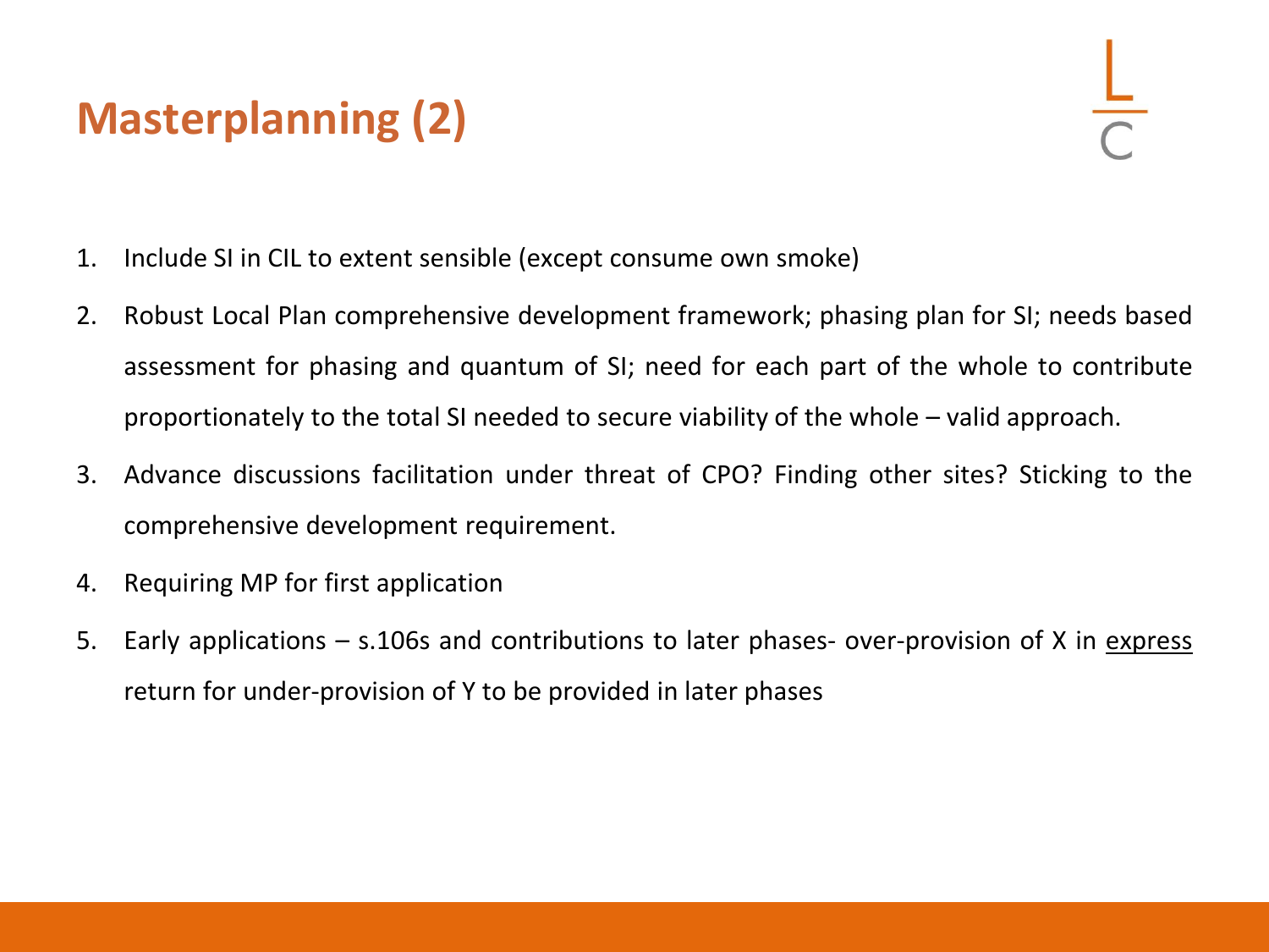# Masterplanning (2)

1. Include SI in CIL to extent sensible (except consume own smoke)
2. Robust Local Plan comprehensive development framework; phasing plan for SI; needs based assessment for phasing and quantum of SI; need for each part of the whole to contribute proportionately to the total SI needed to secure viability of the whole – valid approach.
3. Advance discussions facilitation under threat of CPO? Finding other sites? Sticking to the comprehensive development requirement.
4. Requiring MP for first application
5. Early applications – s.106s and contributions to later phases- over-provision of X in express return for under-provision of Y to be provided in later phases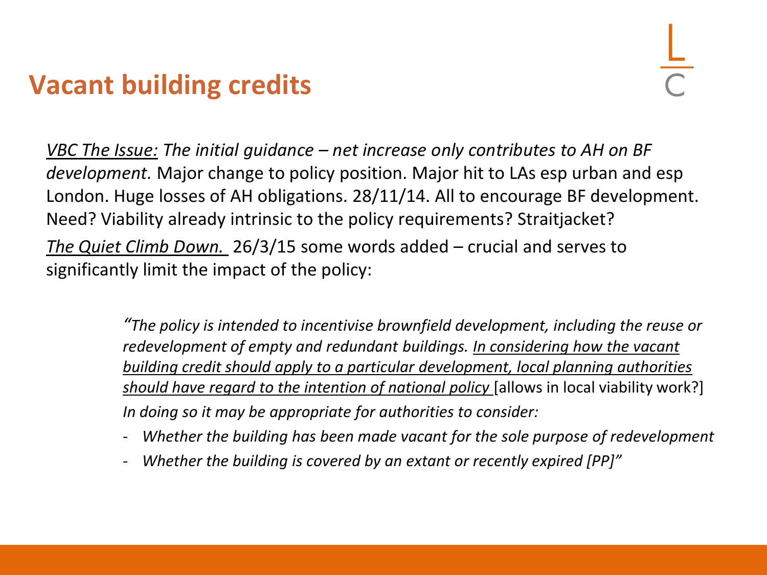## Vacant building credits

*VBC The Issue: The initial guidance – net increase only contributes to AH on BF development.* Major change to policy position. Major hit to LAs esp urban and esp London. Huge losses of AH obligations. 28/11/14. All to encourage BF development. Need? Viability already intrinsic to the policy requirements? Straitjacket?

*The Quiet Climb Down.* 26/3/15 some words added – crucial and serves to significantly limit the impact of the policy:

> *"The policy is intended to incentivise brownfield development, including the reuse or redevelopment of empty and redundant buildings. In considering how the vacant building credit should apply to a particular development, local planning authorities should have regard to the intention of national policy* [allows in local viability work?]
>
> *In doing so it may be appropriate for authorities to consider:*
>
> - *Whether the building has been made vacant for the sole purpose of redevelopment*
> - *Whether the building is covered by an extant or recently expired [PP]"*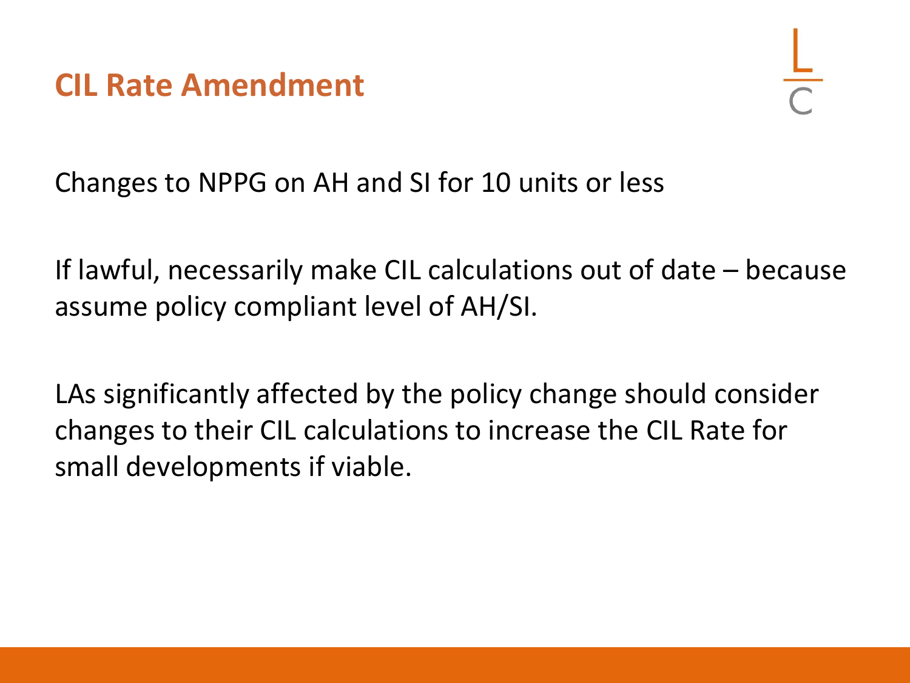# CIL Rate Amendment

Changes to NPPG on AH and SI for 10 units or less

If lawful, necessarily make CIL calculations out of date – because assume policy compliant level of AH/SI.

LAs significantly affected by the policy change should consider changes to their CIL calculations to increase the CIL Rate for small developments if viable.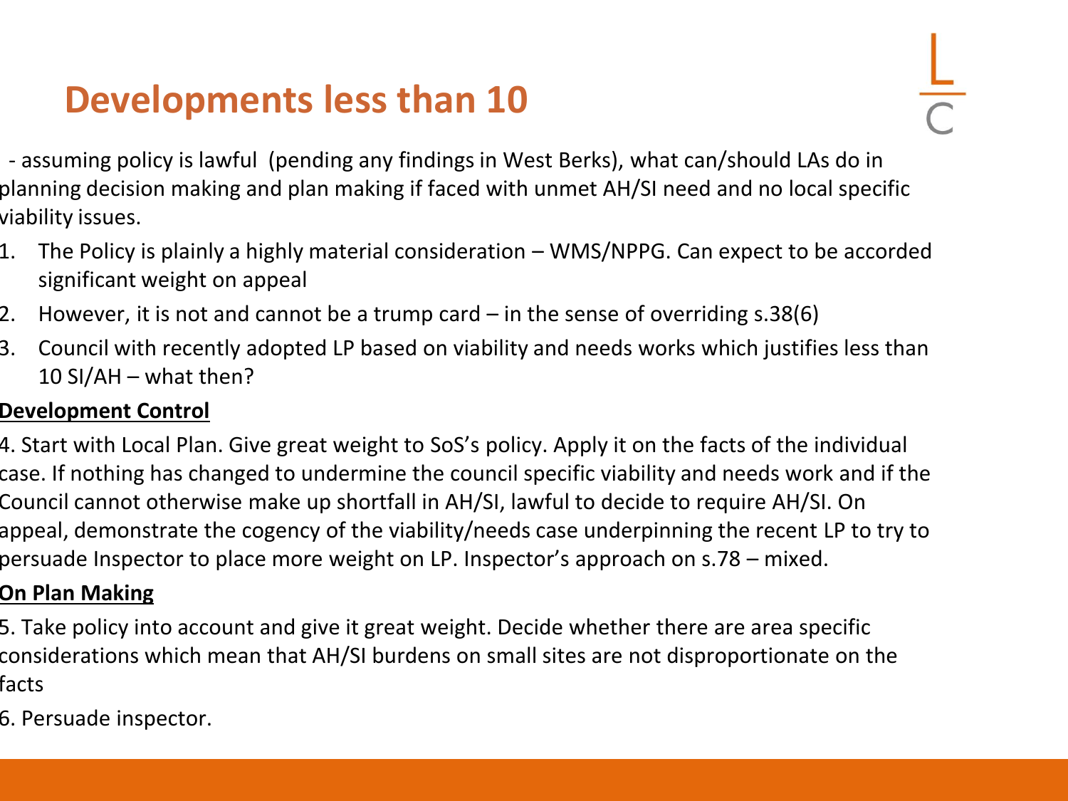# Developments less than 10

- assuming policy is lawful (pending any findings in West Berks), what can/should LAs do in planning decision making and plan making if faced with unmet AH/SI need and no local specific viability issues.

1. The Policy is plainly a highly material consideration – WMS/NPPG. Can expect to be accorded significant weight on appeal
2. However, it is not and cannot be a trump card – in the sense of overriding s.38(6)
3. Council with recently adopted LP based on viability and needs works which justifies less than 10 SI/AH – what then?

**Development Control**

4. Start with Local Plan. Give great weight to SoS's policy. Apply it on the facts of the individual case. If nothing has changed to undermine the council specific viability and needs work and if the Council cannot otherwise make up shortfall in AH/SI, lawful to decide to require AH/SI. On appeal, demonstrate the cogency of the viability/needs case underpinning the recent LP to try to persuade Inspector to place more weight on LP. Inspector's approach on s.78 – mixed.

**On Plan Making**

5. Take policy into account and give it great weight. Decide whether there are area specific considerations which mean that AH/SI burdens on small sites are not disproportionate on the facts

6. Persuade inspector.